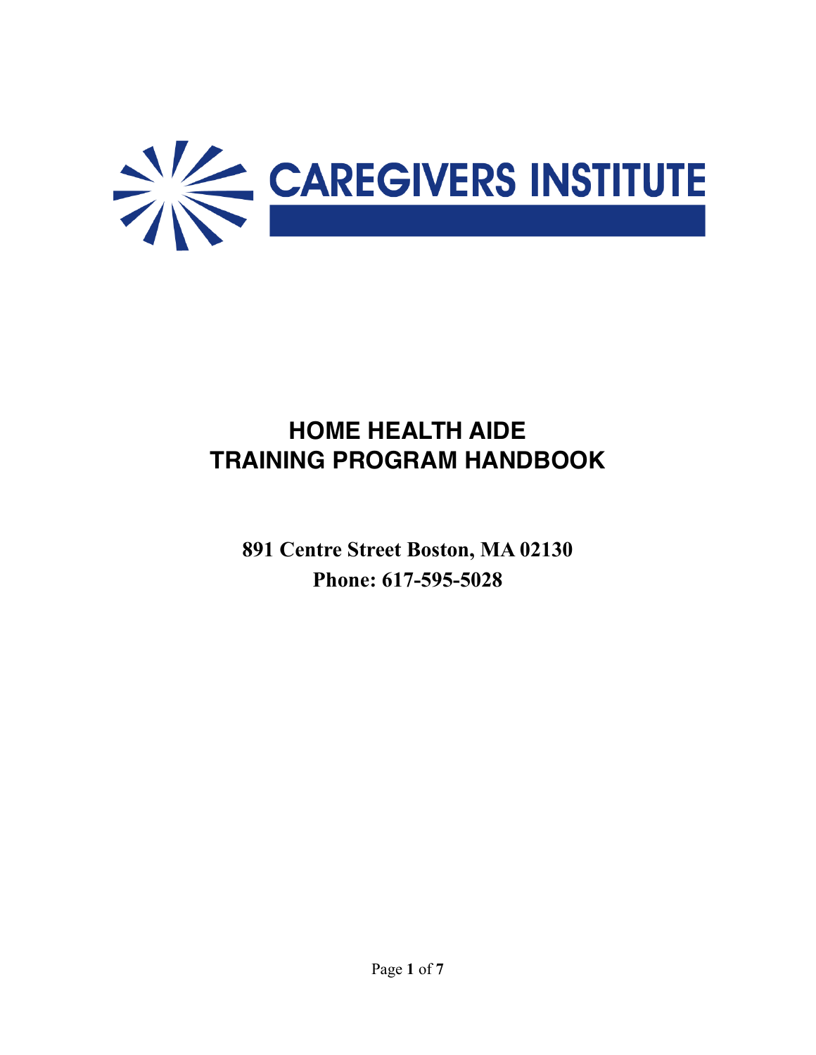CAREGIVERS INSTITUTE

# HOME HEALTH AIDE TRAINING PROGRAM HANDBOOK

**891 Centre Street Boston, MA 02130**

**Phone: 617-595-5028**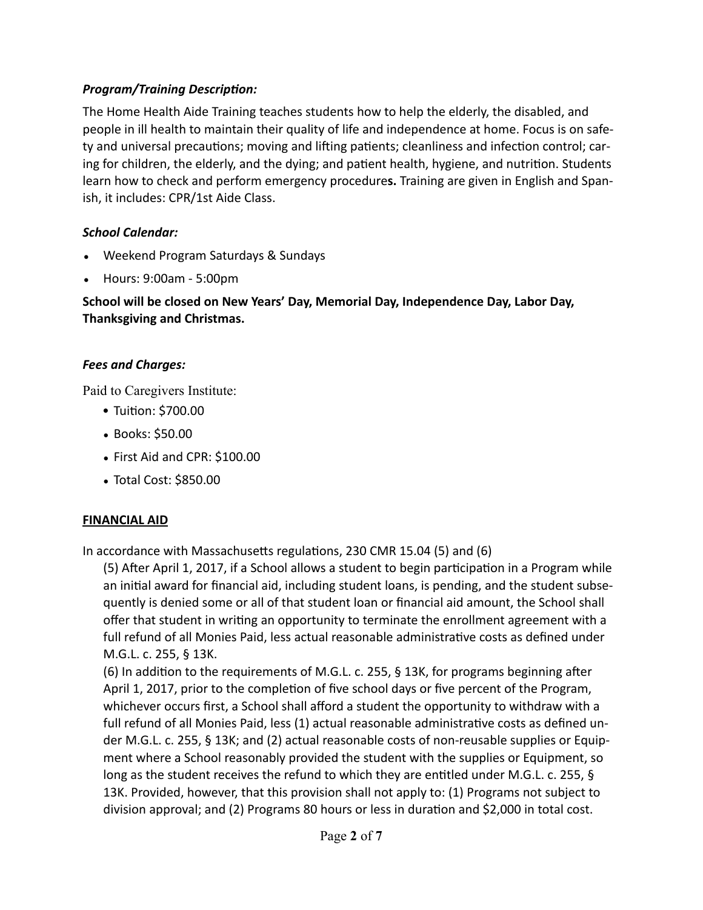***Program/Training Description:***

The Home Health Aide Training teaches students how to help the elderly, the disabled, and people in ill health to maintain their quality of life and independence at home. Focus is on safety and universal precautions; moving and lifting patients; cleanliness and infection control; caring for children, the elderly, and the dying; and patient health, hygiene, and nutrition. Students learn how to check and perform emergency procedure**s.** Training are given in English and Spanish, it includes: CPR/1st Aide Class.

***School Calendar:***

- Weekend Program Saturdays & Sundays
- Hours: 9:00am - 5:00pm

**School will be closed on New Years' Day, Memorial Day, Independence Day, Labor Day, Thanksgiving and Christmas.**

***Fees and Charges:***

Paid to Caregivers Institute:

- Tuition: $700.00
- Books: $50.00
- First Aid and CPR: $100.00
- Total Cost: $850.00

**<u>FINANCIAL AID</u>**

In accordance with Massachusetts regulations, 230 CMR 15.04 (5) and (6)

(5) After April 1, 2017, if a School allows a student to begin participation in a Program while an initial award for financial aid, including student loans, is pending, and the student subsequently is denied some or all of that student loan or financial aid amount, the School shall offer that student in writing an opportunity to terminate the enrollment agreement with a full refund of all Monies Paid, less actual reasonable administrative costs as defined under M.G.L. c. 255, § 13K.

(6) In addition to the requirements of M.G.L. c. 255, § 13K, for programs beginning after April 1, 2017, prior to the completion of five school days or five percent of the Program, whichever occurs first, a School shall afford a student the opportunity to withdraw with a full refund of all Monies Paid, less (1) actual reasonable administrative costs as defined under M.G.L. c. 255, § 13K; and (2) actual reasonable costs of non-reusable supplies or Equipment where a School reasonably provided the student with the supplies or Equipment, so long as the student receives the refund to which they are entitled under M.G.L. c. 255, § 13K. Provided, however, that this provision shall not apply to: (1) Programs not subject to division approval; and (2) Programs 80 hours or less in duration and $2,000 in total cost.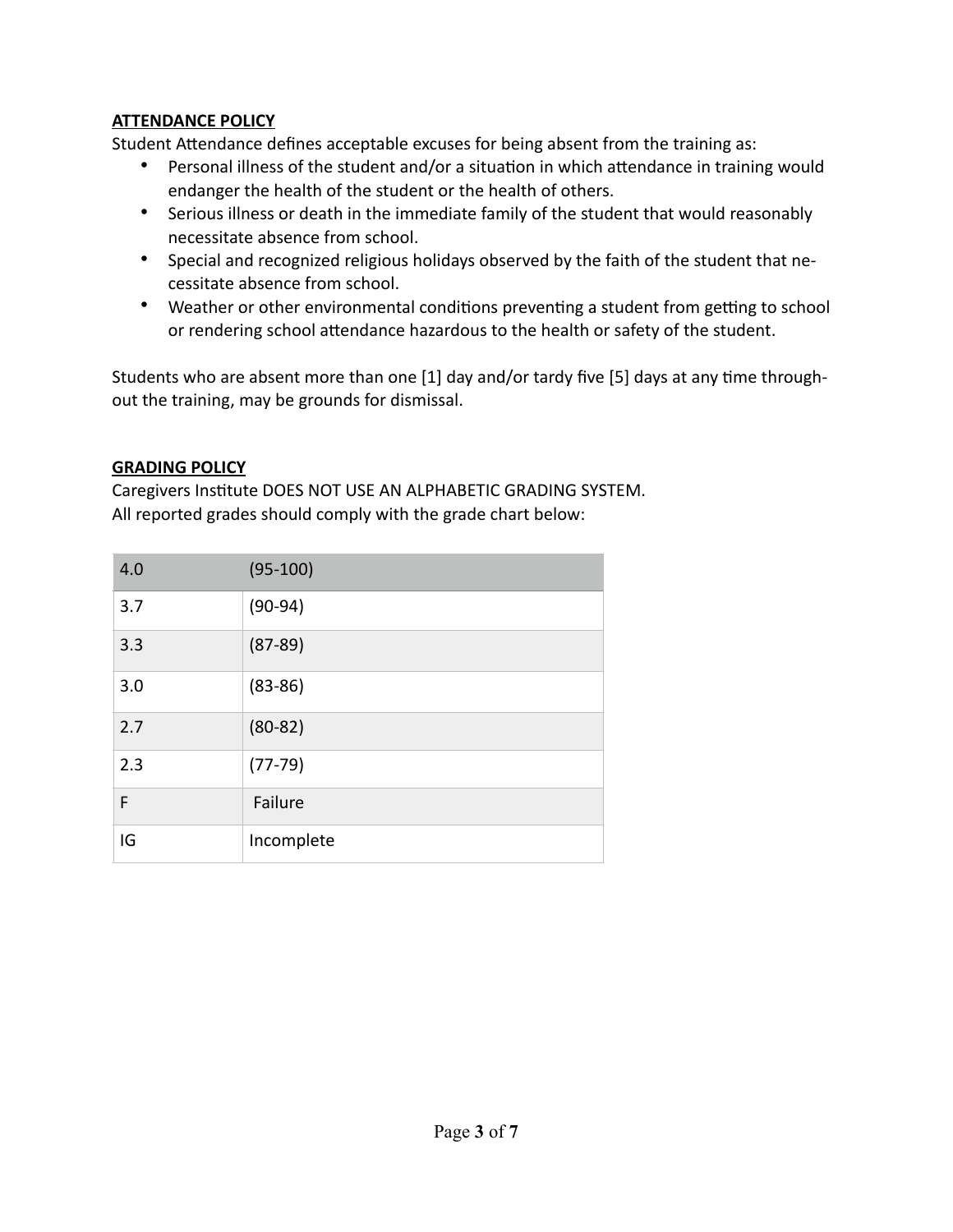**ATTENDANCE POLICY**

Student Attendance defines acceptable excuses for being absent from the training as:

- Personal illness of the student and/or a situation in which attendance in training would endanger the health of the student or the health of others.
- Serious illness or death in the immediate family of the student that would reasonably necessitate absence from school.
- Special and recognized religious holidays observed by the faith of the student that necessitate absence from school.
- Weather or other environmental conditions preventing a student from getting to school or rendering school attendance hazardous to the health or safety of the student.

Students who are absent more than one [1] day and/or tardy five [5] days at any time throughout the training, may be grounds for dismissal.

**GRADING POLICY**

Caregivers Institute DOES NOT USE AN ALPHABETIC GRADING SYSTEM.
All reported grades should comply with the grade chart below:

| 4.0 | (95-100) |
|---|---|
| 3.7 | (90-94) |
| 3.3 | (87-89) |
| 3.0 | (83-86) |
| 2.7 | (80-82) |
| 2.3 | (77-79) |
| F | Failure |
| IG | Incomplete |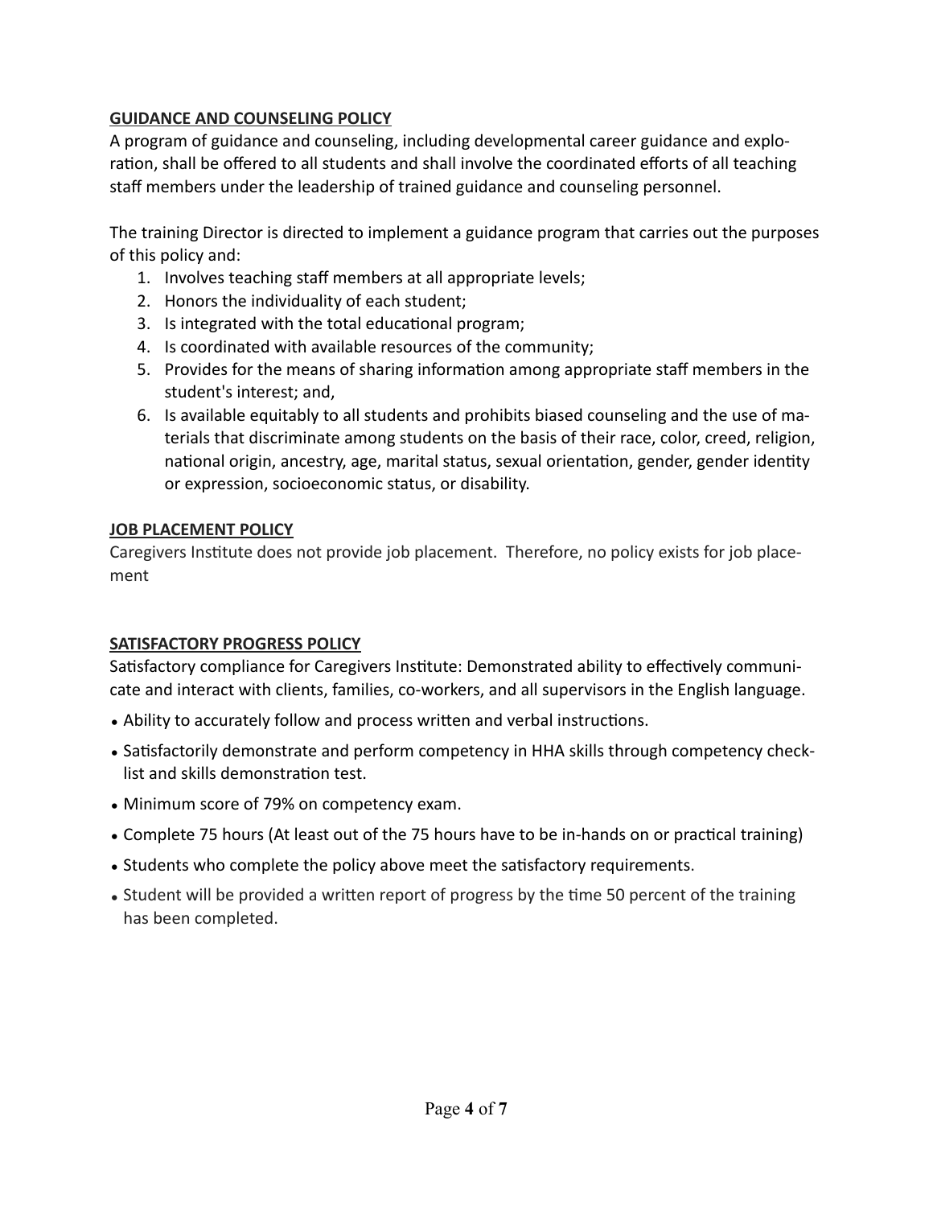**GUIDANCE AND COUNSELING POLICY**

A program of guidance and counseling, including developmental career guidance and exploration, shall be offered to all students and shall involve the coordinated efforts of all teaching staff members under the leadership of trained guidance and counseling personnel.

The training Director is directed to implement a guidance program that carries out the purposes of this policy and:

1. Involves teaching staff members at all appropriate levels;
2. Honors the individuality of each student;
3. Is integrated with the total educational program;
4. Is coordinated with available resources of the community;
5. Provides for the means of sharing information among appropriate staff members in the student's interest; and,
6. Is available equitably to all students and prohibits biased counseling and the use of materials that discriminate among students on the basis of their race, color, creed, religion, national origin, ancestry, age, marital status, sexual orientation, gender, gender identity or expression, socioeconomic status, or disability.

**JOB PLACEMENT POLICY**

Caregivers Institute does not provide job placement. Therefore, no policy exists for job placement

**SATISFACTORY PROGRESS POLICY**

Satisfactory compliance for Caregivers Institute: Demonstrated ability to effectively communicate and interact with clients, families, co-workers, and all supervisors in the English language.

- Ability to accurately follow and process written and verbal instructions.
- Satisfactorily demonstrate and perform competency in HHA skills through competency checklist and skills demonstration test.
- Minimum score of 79% on competency exam.
- Complete 75 hours (At least out of the 75 hours have to be in-hands on or practical training)
- Students who complete the policy above meet the satisfactory requirements.
- Student will be provided a written report of progress by the time 50 percent of the training has been completed.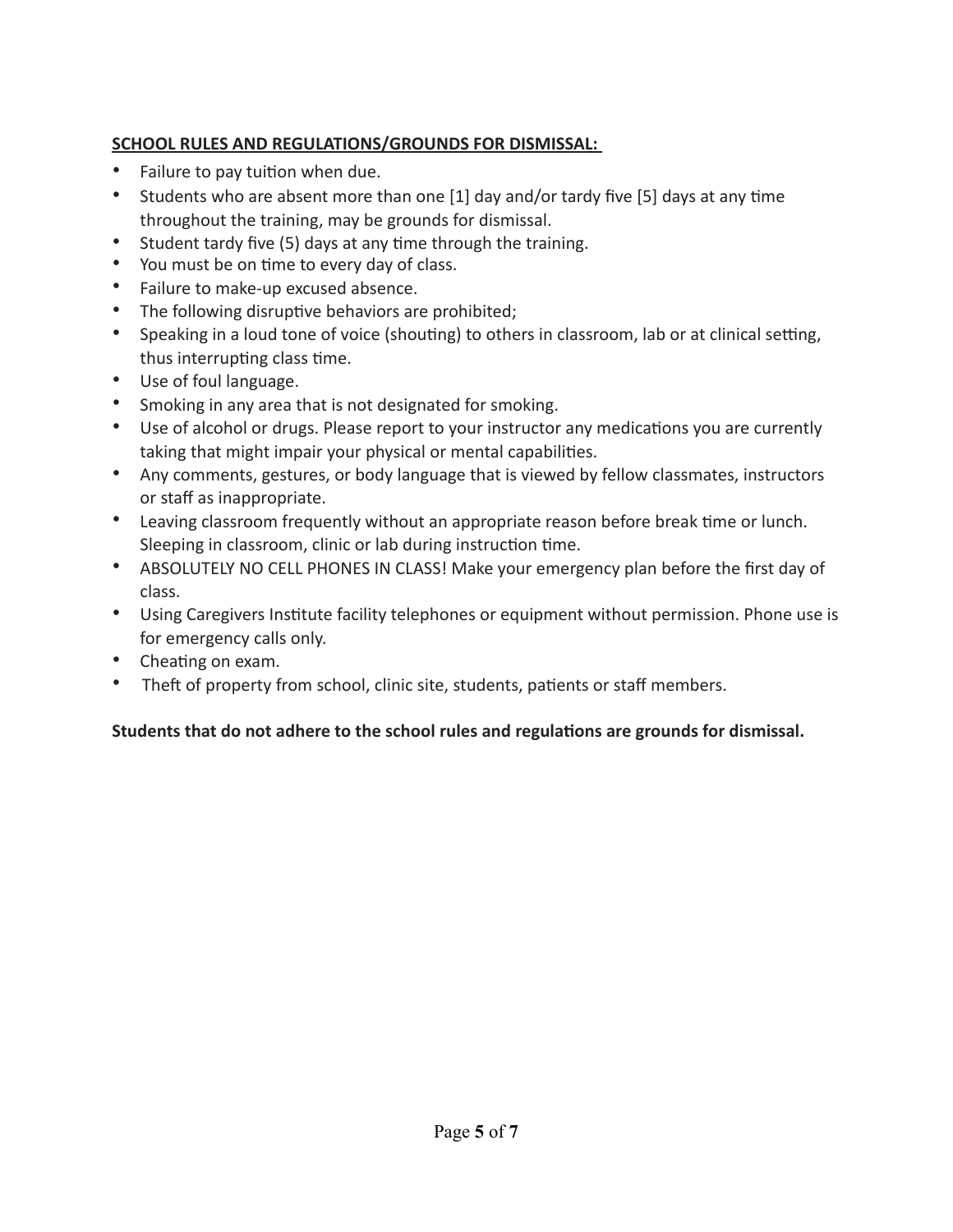**SCHOOL RULES AND REGULATIONS/GROUNDS FOR DISMISSAL:**

- Failure to pay tuition when due.
- Students who are absent more than one [1] day and/or tardy five [5] days at any time throughout the training, may be grounds for dismissal.
- Student tardy five (5) days at any time through the training.
- You must be on time to every day of class.
- Failure to make-up excused absence.
- The following disruptive behaviors are prohibited;
- Speaking in a loud tone of voice (shouting) to others in classroom, lab or at clinical setting, thus interrupting class time.
- Use of foul language.
- Smoking in any area that is not designated for smoking.
- Use of alcohol or drugs. Please report to your instructor any medications you are currently taking that might impair your physical or mental capabilities.
- Any comments, gestures, or body language that is viewed by fellow classmates, instructors or staff as inappropriate.
- Leaving classroom frequently without an appropriate reason before break time or lunch. Sleeping in classroom, clinic or lab during instruction time.
- ABSOLUTELY NO CELL PHONES IN CLASS! Make your emergency plan before the first day of class.
- Using Caregivers Institute facility telephones or equipment without permission. Phone use is for emergency calls only.
- Cheating on exam.
- Theft of property from school, clinic site, students, patients or staff members.

**Students that do not adhere to the school rules and regulations are grounds for dismissal.**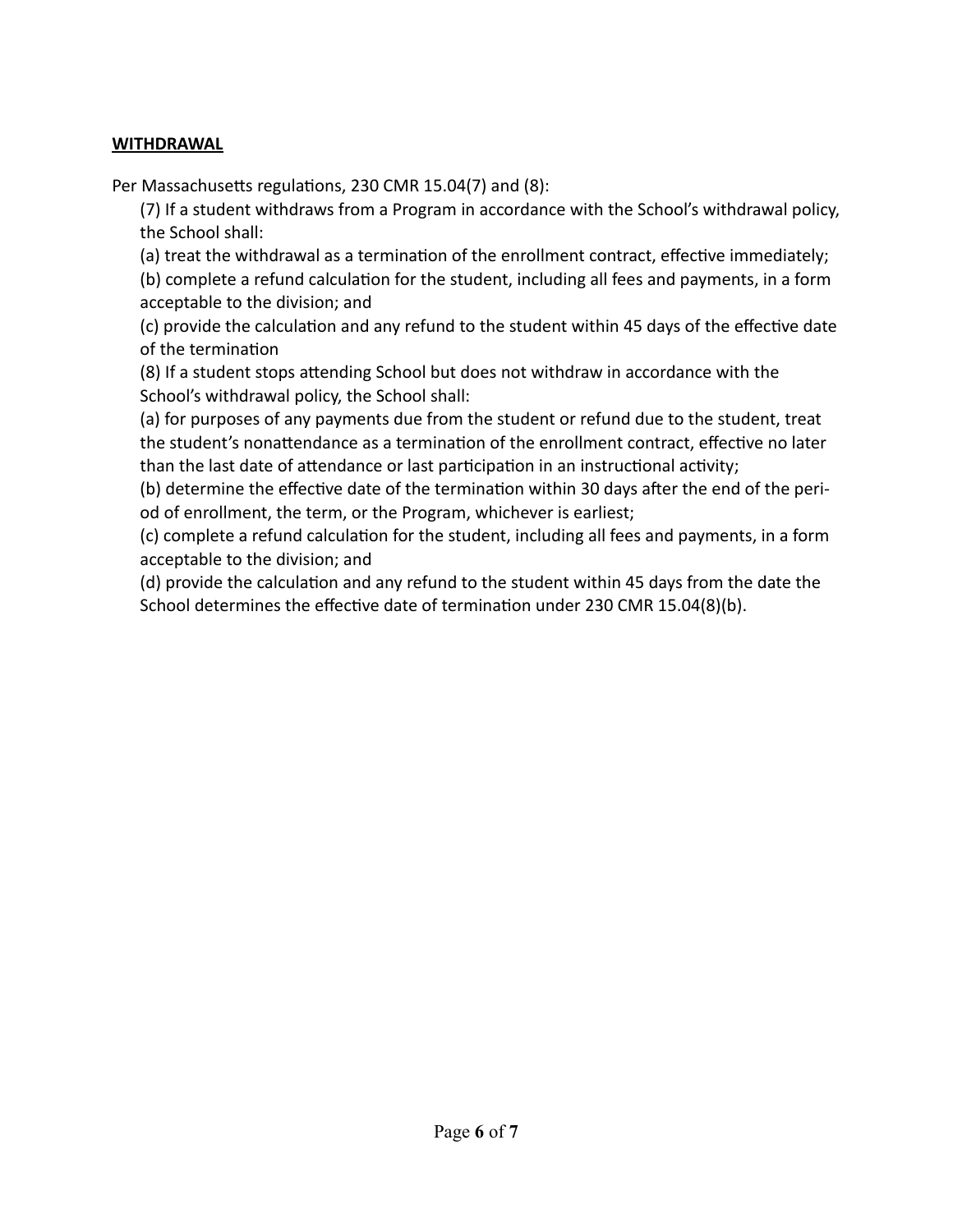**WITHDRAWAL**

Per Massachusetts regulations, 230 CMR 15.04(7) and (8):

(7) If a student withdraws from a Program in accordance with the School's withdrawal policy, the School shall:

(a) treat the withdrawal as a termination of the enrollment contract, effective immediately;

(b) complete a refund calculation for the student, including all fees and payments, in a form acceptable to the division; and

(c) provide the calculation and any refund to the student within 45 days of the effective date of the termination

(8) If a student stops attending School but does not withdraw in accordance with the School's withdrawal policy, the School shall:

(a) for purposes of any payments due from the student or refund due to the student, treat the student's nonattendance as a termination of the enrollment contract, effective no later than the last date of attendance or last participation in an instructional activity;

(b) determine the effective date of the termination within 30 days after the end of the period of enrollment, the term, or the Program, whichever is earliest;

(c) complete a refund calculation for the student, including all fees and payments, in a form acceptable to the division; and

(d) provide the calculation and any refund to the student within 45 days from the date the School determines the effective date of termination under 230 CMR 15.04(8)(b).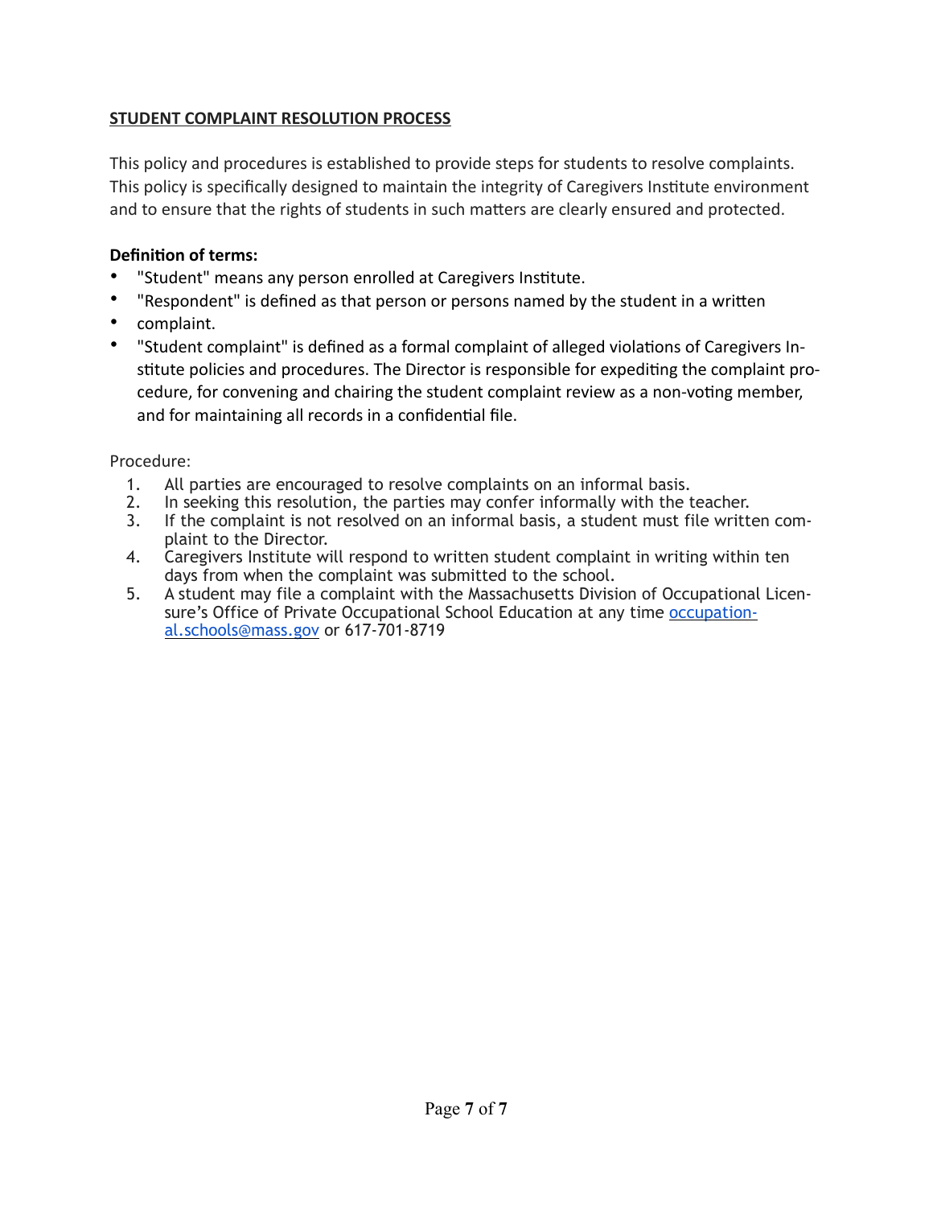**STUDENT COMPLAINT RESOLUTION PROCESS**

This policy and procedures is established to provide steps for students to resolve complaints. This policy is specifically designed to maintain the integrity of Caregivers Institute environment and to ensure that the rights of students in such matters are clearly ensured and protected.

**Definition of terms:**

- "Student" means any person enrolled at Caregivers Institute.
- "Respondent" is defined as that person or persons named by the student in a written
- complaint.
- "Student complaint" is defined as a formal complaint of alleged violations of Caregivers Institute policies and procedures. The Director is responsible for expediting the complaint procedure, for convening and chairing the student complaint review as a non-voting member, and for maintaining all records in a confidential file.

Procedure:

1. All parties are encouraged to resolve complaints on an informal basis.
2. In seeking this resolution, the parties may confer informally with the teacher.
3. If the complaint is not resolved on an informal basis, a student must file written complaint to the Director.
4. Caregivers Institute will respond to written student complaint in writing within ten days from when the complaint was submitted to the school.
5. A student may file a complaint with the Massachusetts Division of Occupational Licensure's Office of Private Occupational School Education at any time occupational.schools@mass.gov or 617-701-8719